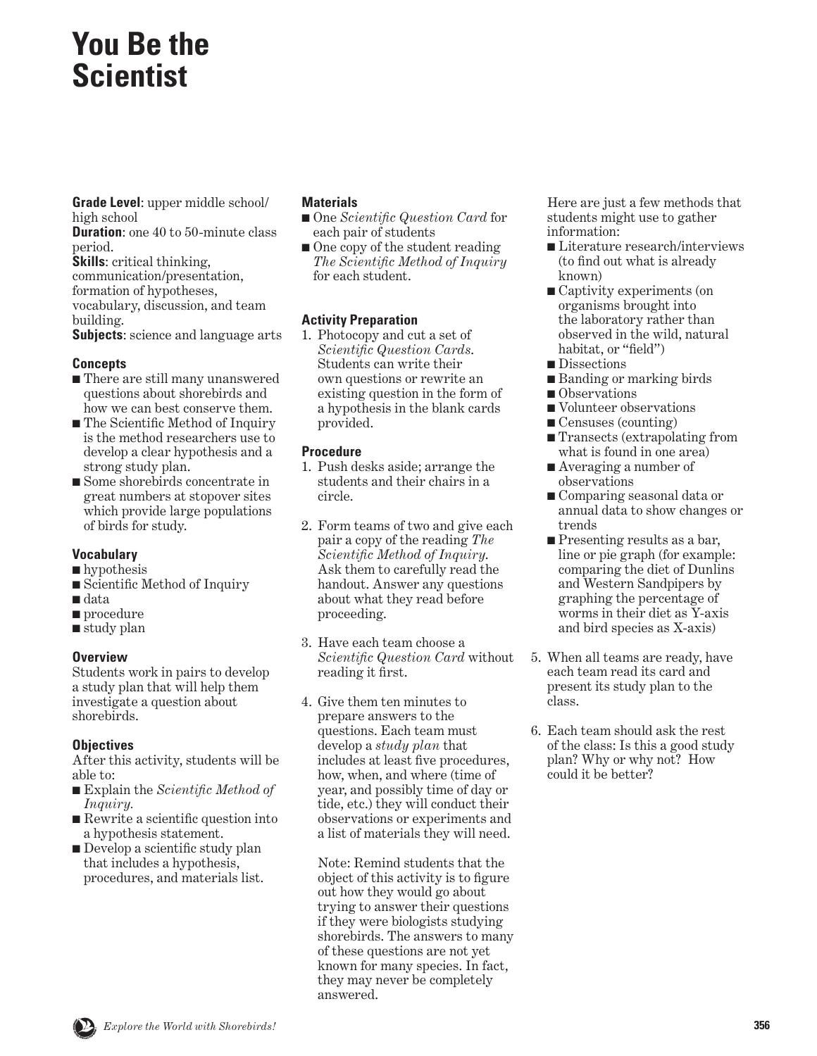# You Be the Scientist

**Grade Level**: upper middle school/ high school
**Duration**: one 40 to 50-minute class period.
**Skills**: critical thinking, communication/presentation, formation of hypotheses, vocabulary, discussion, and team building.
**Subjects**: science and language arts

### Concepts

- There are still many unanswered questions about shorebirds and how we can best conserve them.
- The Scientific Method of Inquiry is the method researchers use to develop a clear hypothesis and a strong study plan.
- Some shorebirds concentrate in great numbers at stopover sites which provide large populations of birds for study.

### Vocabulary

- hypothesis
- Scientific Method of Inquiry
- data
- procedure
- study plan

### Overview

Students work in pairs to develop a study plan that will help them investigate a question about shorebirds.

### Objectives

After this activity, students will be able to:

- Explain the *Scientific Method of Inquiry.*
- Rewrite a scientific question into a hypothesis statement.
- Develop a scientific study plan that includes a hypothesis, procedures, and materials list.

### Materials

- One *Scientific Question Card* for each pair of students
- One copy of the student reading *The Scientific Method of Inquiry* for each student.

### Activity Preparation

1. Photocopy and cut a set of *Scientific Question Cards.* Students can write their own questions or rewrite an existing question in the form of a hypothesis in the blank cards provided.

### Procedure

1. Push desks aside; arrange the students and their chairs in a circle.

2. Form teams of two and give each pair a copy of the reading *The Scientific Method of Inquiry.* Ask them to carefully read the handout. Answer any questions about what they read before proceeding.

3. Have each team choose a *Scientific Question Card* without reading it first.

4. Give them ten minutes to prepare answers to the questions. Each team must develop a *study plan* that includes at least five procedures, how, when, and where (time of year, and possibly time of day or tide, etc.) they will conduct their observations or experiments and a list of materials they will need.

   Note: Remind students that the object of this activity is to figure out how they would go about trying to answer their questions if they were biologists studying shorebirds. The answers to many of these questions are not yet known for many species. In fact, they may never be completely answered.

   Here are just a few methods that students might use to gather information:

   - Literature research/interviews (to find out what is already known)
   - Captivity experiments (on organisms brought into the laboratory rather than observed in the wild, natural habitat, or "field")
   - Dissections
   - Banding or marking birds
   - Observations
   - Volunteer observations
   - Censuses (counting)
   - Transects (extrapolating from what is found in one area)
   - Averaging a number of observations
   - Comparing seasonal data or annual data to show changes or trends
   - Presenting results as a bar, line or pie graph (for example: comparing the diet of Dunlins and Western Sandpipers by graphing the percentage of worms in their diet as Y-axis and bird species as X-axis)

5. When all teams are ready, have each team read its card and present its study plan to the class.

6. Each team should ask the rest of the class: Is this a good study plan? Why or why not? How could it be better?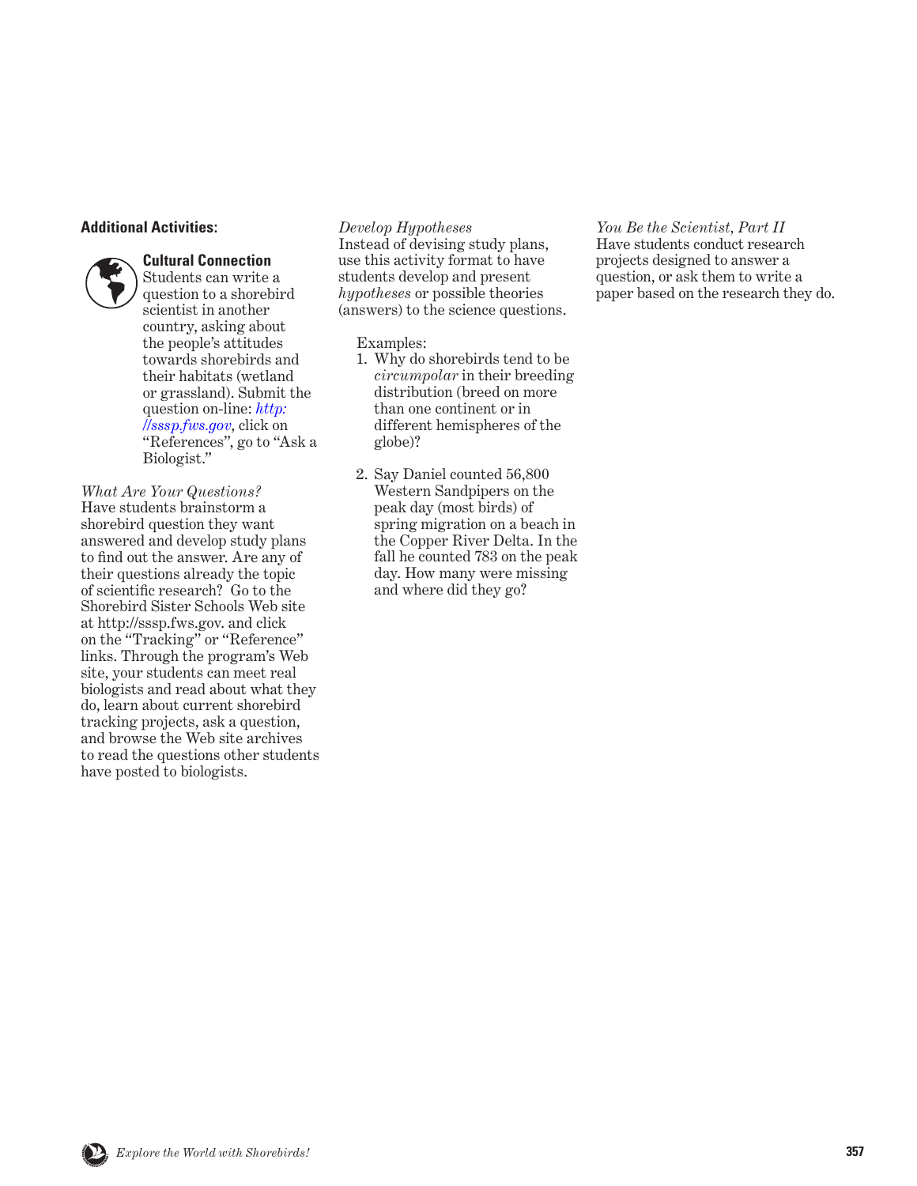**Additional Activities:**

**Cultural Connection**
Students can write a question to a shorebird scientist in another country, asking about the people's attitudes towards shorebirds and their habitats (wetland or grassland). Submit the question on-line: *http://sssp.fws.gov*, click on "References", go to "Ask a Biologist."

*What Are Your Questions?*
Have students brainstorm a shorebird question they want answered and develop study plans to find out the answer. Are any of their questions already the topic of scientific research? Go to the Shorebird Sister Schools Web site at http://sssp.fws.gov. and click on the "Tracking" or "Reference" links. Through the program's Web site, your students can meet real biologists and read about what they do, learn about current shorebird tracking projects, ask a question, and browse the Web site archives to read the questions other students have posted to biologists.

*Develop Hypotheses*
Instead of devising study plans, use this activity format to have students develop and present *hypotheses* or possible theories (answers) to the science questions.

Examples:

1. Why do shorebirds tend to be *circumpolar* in their breeding distribution (breed on more than one continent or in different hemispheres of the globe)?

2. Say Daniel counted 56,800 Western Sandpipers on the peak day (most birds) of spring migration on a beach in the Copper River Delta. In the fall he counted 783 on the peak day. How many were missing and where did they go?

*You Be the Scientist, Part II*
Have students conduct research projects designed to answer a question, or ask them to write a paper based on the research they do.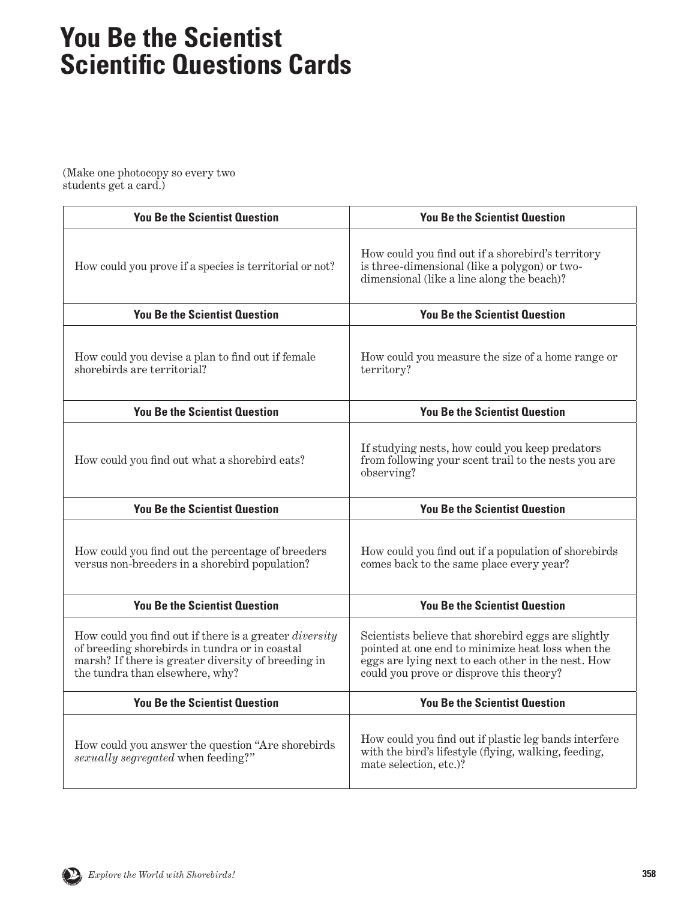# You Be the Scientist Scientific Questions Cards

(Make one photocopy so every two students get a card.)

| You Be the Scientist Question | You Be the Scientist Question |
|---|---|
| How could you prove if a species is territorial or not? | How could you find out if a shorebird's territory is three-dimensional (like a polygon) or two-dimensional (like a line along the beach)? |
| **You Be the Scientist Question** | **You Be the Scientist Question** |
| How could you devise a plan to find out if female shorebirds are territorial? | How could you measure the size of a home range or territory? |
| **You Be the Scientist Question** | **You Be the Scientist Question** |
| How could you find out what a shorebird eats? | If studying nests, how could you keep predators from following your scent trail to the nests you are observing? |
| **You Be the Scientist Question** | **You Be the Scientist Question** |
| How could you find out the percentage of breeders versus non-breeders in a shorebird population? | How could you find out if a population of shorebirds comes back to the same place every year? |
| **You Be the Scientist Question** | **You Be the Scientist Question** |
| How could you find out if there is a greater *diversity* of breeding shorebirds in tundra or in coastal marsh? If there is greater diversity of breeding in the tundra than elsewhere, why? | Scientists believe that shorebird eggs are slightly pointed at one end to minimize heat loss when the eggs are lying next to each other in the nest. How could you prove or disprove this theory? |
| **You Be the Scientist Question** | **You Be the Scientist Question** |
| How could you answer the question "Are shorebirds *sexually segregated* when feeding?" | How could you find out if plastic leg bands interfere with the bird's lifestyle (flying, walking, feeding, mate selection, etc.)? |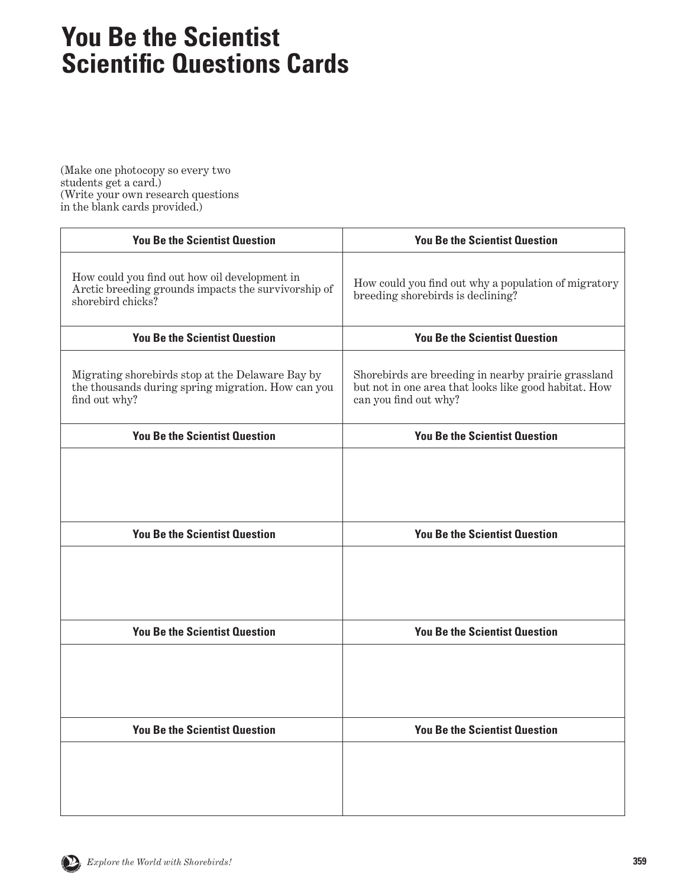# You Be the Scientist Scientific Questions Cards

(Make one photocopy so every two students get a card.)
(Write your own research questions in the blank cards provided.)

| You Be the Scientist Question | You Be the Scientist Question |
|---|---|
| How could you find out how oil development in Arctic breeding grounds impacts the survivorship of shorebird chicks? | How could you find out why a population of migratory breeding shorebirds is declining? |
| **You Be the Scientist Question** | **You Be the Scientist Question** |
| Migrating shorebirds stop at the Delaware Bay by the thousands during spring migration. How can you find out why? | Shorebirds are breeding in nearby prairie grassland but not in one area that looks like good habitat. How can you find out why? |
| **You Be the Scientist Question** | **You Be the Scientist Question** |
| | |
| **You Be the Scientist Question** | **You Be the Scientist Question** |
| | |
| **You Be the Scientist Question** | **You Be the Scientist Question** |
| | |
| **You Be the Scientist Question** | **You Be the Scientist Question** |
| | |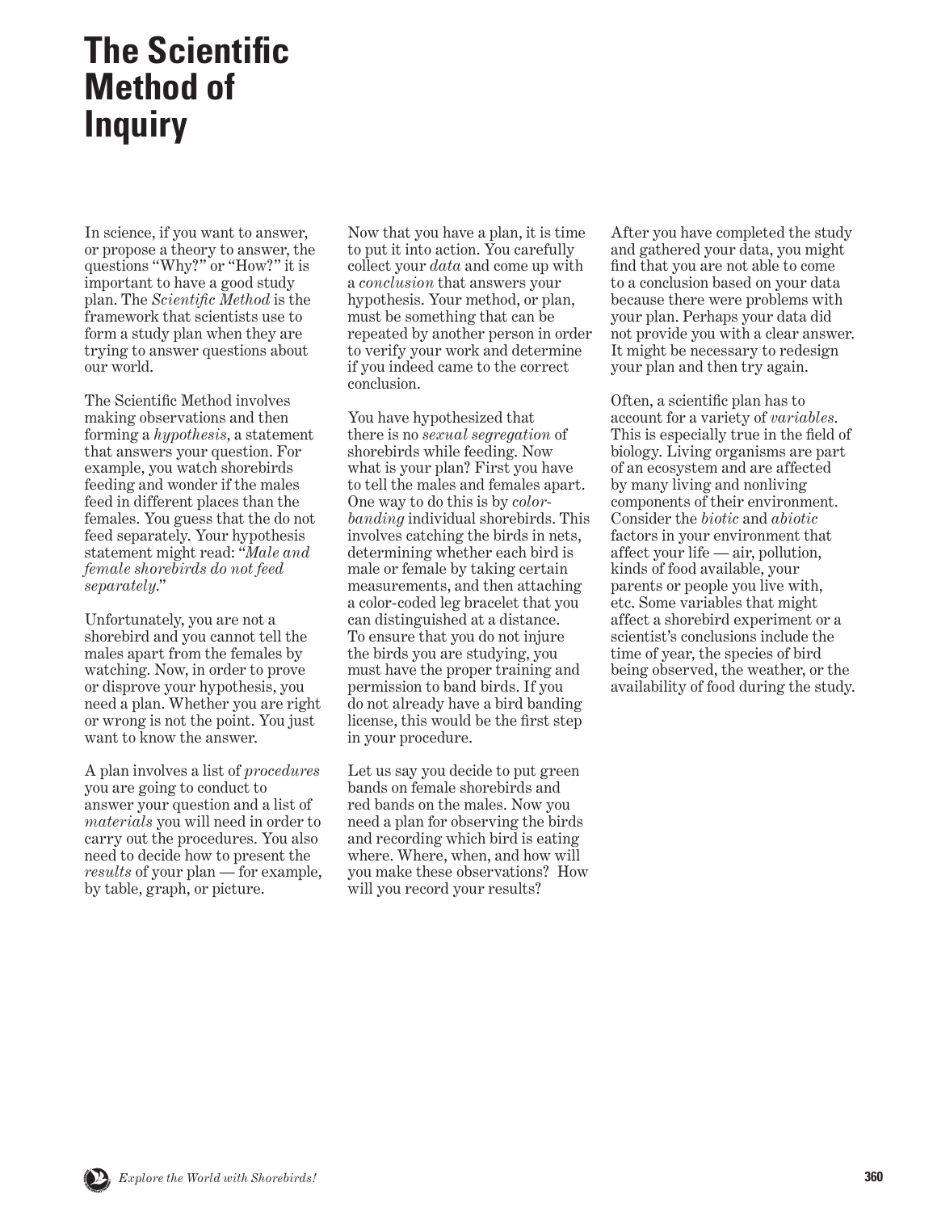# The Scientific Method of Inquiry

In science, if you want to answer, or propose a theory to answer, the questions "Why?" or "How?" it is important to have a good study plan. The *Scientific Method* is the framework that scientists use to form a study plan when they are trying to answer questions about our world.

The Scientific Method involves making observations and then forming a *hypothesis*, a statement that answers your question. For example, you watch shorebirds feeding and wonder if the males feed in different places than the females. You guess that the do not feed separately. Your hypothesis statement might read: "*Male and female shorebirds do not feed separately.*"

Unfortunately, you are not a shorebird and you cannot tell the males apart from the females by watching. Now, in order to prove or disprove your hypothesis, you need a plan. Whether you are right or wrong is not the point. You just want to know the answer.

A plan involves a list of *procedures* you are going to conduct to answer your question and a list of *materials* you will need in order to carry out the procedures. You also need to decide how to present the *results* of your plan — for example, by table, graph, or picture.

Now that you have a plan, it is time to put it into action. You carefully collect your *data* and come up with a *conclusion* that answers your hypothesis. Your method, or plan, must be something that can be repeated by another person in order to verify your work and determine if you indeed came to the correct conclusion.

You have hypothesized that there is no *sexual segregation* of shorebirds while feeding. Now what is your plan? First you have to tell the males and females apart. One way to do this is by *color-banding* individual shorebirds. This involves catching the birds in nets, determining whether each bird is male or female by taking certain measurements, and then attaching a color-coded leg bracelet that you can distinguished at a distance. To ensure that you do not injure the birds you are studying, you must have the proper training and permission to band birds. If you do not already have a bird banding license, this would be the first step in your procedure.

Let us say you decide to put green bands on female shorebirds and red bands on the males. Now you need a plan for observing the birds and recording which bird is eating where. Where, when, and how will you make these observations? How will you record your results?

After you have completed the study and gathered your data, you might find that you are not able to come to a conclusion based on your data because there were problems with your plan. Perhaps your data did not provide you with a clear answer. It might be necessary to redesign your plan and then try again.

Often, a scientific plan has to account for a variety of *variables*. This is especially true in the field of biology. Living organisms are part of an ecosystem and are affected by many living and nonliving components of their environment. Consider the *biotic* and *abiotic* factors in your environment that affect your life — air, pollution, kinds of food available, your parents or people you live with, etc. Some variables that might affect a shorebird experiment or a scientist's conclusions include the time of year, the species of bird being observed, the weather, or the availability of food during the study.